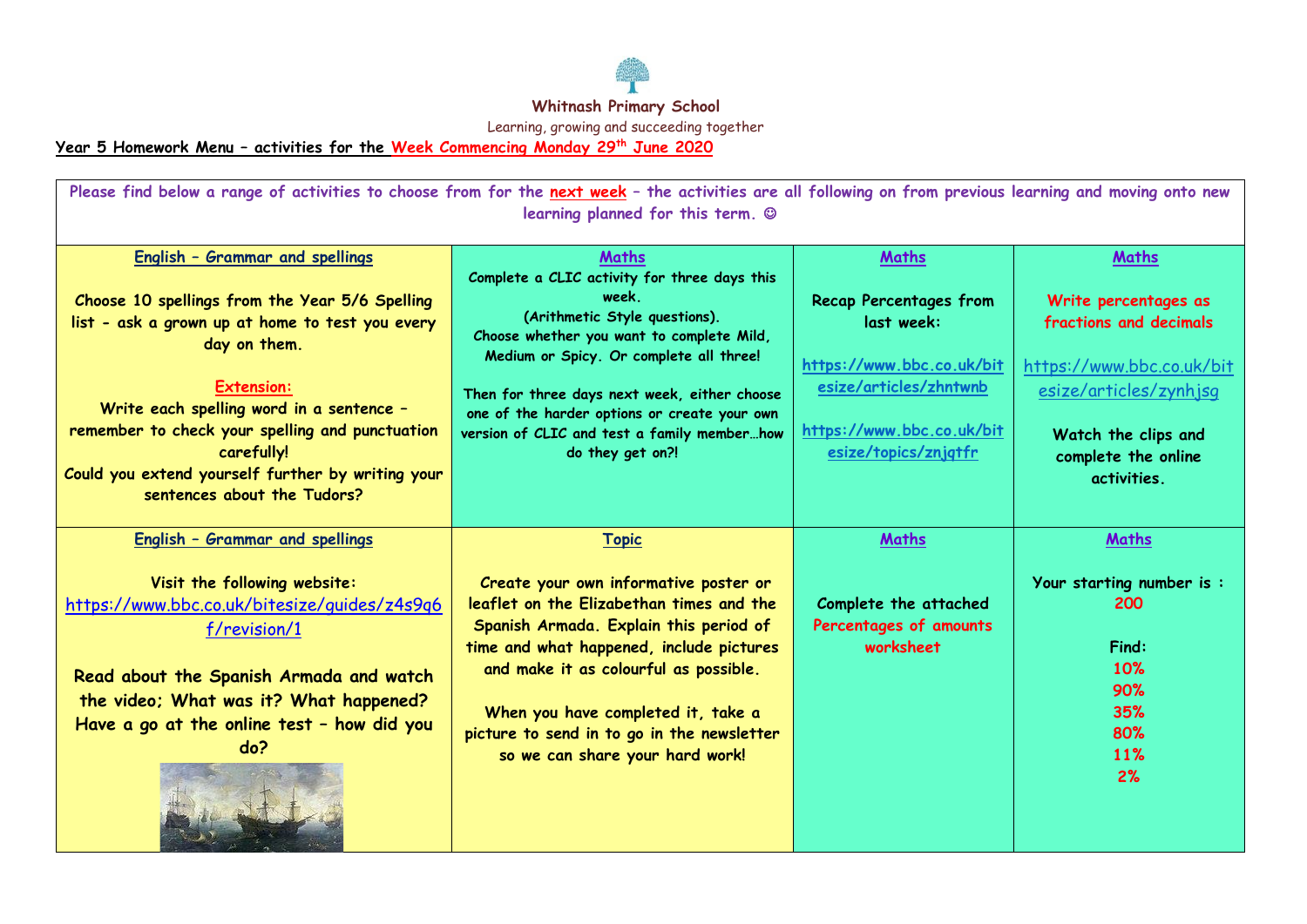# Whitnash Primary School

Learning, growing and succeeding together

**Year 5 Homework Menu – activities for the Week Commencing Monday 29th June 2020**

**Please find below a range of activities to choose from for the next week – the activities are all following on from previous learning and moving onto new learning planned for this term. ☺**

| English – Grammar and spellings | Maths | Maths | Maths |
|---|---|---|---|
| Choose 10 spellings from the Year 5/6 Spelling list - ask a grown up at home to test you every day on them.<br><br>**Extension:**<br>Write each spelling word in a sentence – remember to check your spelling and punctuation carefully!<br>Could you extend yourself further by writing your sentences about the Tudors? | Complete a CLIC activity for three days this week.<br>(Arithmetic Style questions).<br>Choose whether you want to complete Mild, Medium or Spicy. Or complete all three!<br><br>Then for three days next week, either choose one of the harder options or create your own version of CLIC and test a family member…how do they get on?! | Recap Percentages from last week:<br><br>https://www.bbc.co.uk/bitesize/articles/zhntwnb<br><br>https://www.bbc.co.uk/bitesize/topics/znjqtfr | Write percentages as fractions and decimals<br><br>https://www.bbc.co.uk/bitesize/articles/zynhjsg<br><br>Watch the clips and complete the online activities. |
| **English – Grammar and spellings**<br><br>Visit the following website:<br>https://www.bbc.co.uk/bitesize/guides/z4s9q6f/revision/1<br><br>Read about the Spanish Armada and watch the video; What was it? What happened? Have a go at the online test – how did you do? | **Topic**<br><br>Create your own informative poster or leaflet on the Elizabethan times and the Spanish Armada. Explain this period of time and what happened, include pictures and make it as colourful as possible.<br><br>When you have completed it, take a picture to send in to go in the newsletter so we can share your hard work! | **Maths**<br><br>Complete the attached Percentages of amounts worksheet | **Maths**<br><br>Your starting number is : 200<br><br>Find:<br>10%<br>90%<br>35%<br>80%<br>11%<br>2% |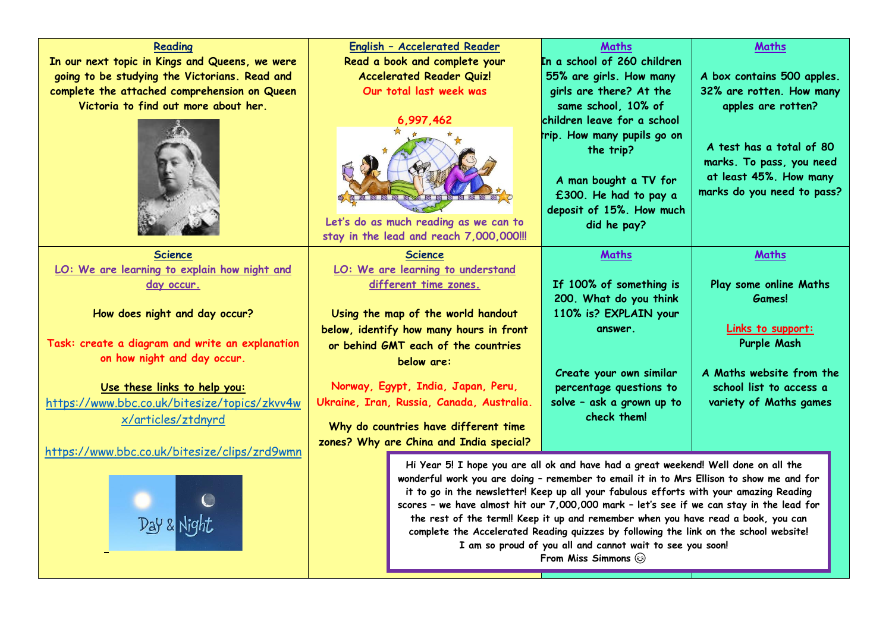## Reading

In our next topic in Kings and Queens, we were going to be studying the Victorians. Read and complete the attached comprehension on Queen Victoria to find out more about her.

## English – Accelerated Reader

Read a book and complete your Accelerated Reader Quiz!

Our total last week was

6,997,462

Let's do as much reading as we can to stay in the lead and reach 7,000,000!!!

## Maths

In a school of 260 children 55% are girls. How many girls are there? At the same school, 10% of children leave for a school trip. How many pupils go on the trip?

A man bought a TV for £300. He had to pay a deposit of 15%. How much did he pay?

## Maths

A box contains 500 apples. 32% are rotten. How many apples are rotten?

A test has a total of 80 marks. To pass, you need at least 45%. How many marks do you need to pass?

## Science

LO: We are learning to explain how night and day occur.

How does night and day occur?

Task: create a diagram and write an explanation on how night and day occur.

Use these links to help you:

https://www.bbc.co.uk/bitesize/topics/zkvv4wx/articles/ztdnyrd

https://www.bbc.co.uk/bitesize/clips/zrd9wmn

## Science

LO: We are learning to understand different time zones.

Using the map of the world handout below, identify how many hours in front or behind GMT each of the countries below are:

Norway, Egypt, India, Japan, Peru, Ukraine, Iran, Russia, Canada, Australia.

Why do countries have different time zones? Why are China and India special?

## Maths

If 100% of something is 200. What do you think 110% is? EXPLAIN your answer.

Create your own similar percentage questions to solve – ask a grown up to check them!

## Maths

Play some online Maths Games!

Links to support:

Purple Mash

A Maths website from the school list to access a variety of Maths games

---

Hi Year 5! I hope you are all ok and have had a great weekend! Well done on all the wonderful work you are doing – remember to email it in to Mrs Ellison to show me and for it to go in the newsletter! Keep up all your fabulous efforts with your amazing Reading scores – we have almost hit our 7,000,000 mark – let's see if we can stay in the lead for the rest of the term!! Keep it up and remember when you have read a book, you can complete the Accelerated Reading quizzes by following the link on the school website!

I am so proud of you all and cannot wait to see you soon!

From Miss Simmons 😊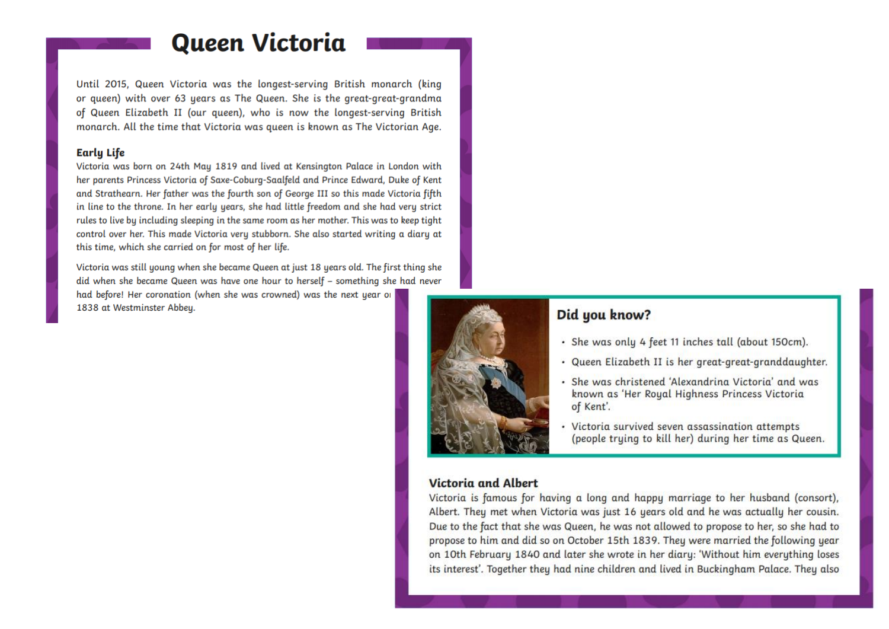# Queen Victoria

Until 2015, Queen Victoria was the longest-serving British monarch (king or queen) with over 63 years as The Queen. She is the great-great-grandma of Queen Elizabeth II (our queen), who is now the longest-serving British monarch. All the time that Victoria was queen is known as The Victorian Age.

## Early Life

Victoria was born on 24th May 1819 and lived at Kensington Palace in London with her parents Princess Victoria of Saxe-Coburg-Saalfeld and Prince Edward, Duke of Kent and Strathearn. Her father was the fourth son of George III so this made Victoria fifth in line to the throne. In her early years, she had little freedom and she had very strict rules to live by including sleeping in the same room as her mother. This was to keep tight control over her. This made Victoria very stubborn. She also started writing a diary at this time, which she carried on for most of her life.

Victoria was still young when she became Queen at just 18 years old. The first thing she did when she became Queen was have one hour to herself – something she had never had before! Her coronation (when she was crowned) was the next year o[n] 1838 at Westminster Abbey.

## Did you know?

- She was only 4 feet 11 inches tall (about 150cm).
- Queen Elizabeth II is her great-great-granddaughter.
- She was christened 'Alexandrina Victoria' and was known as 'Her Royal Highness Princess Victoria of Kent'.
- Victoria survived seven assassination attempts (people trying to kill her) during her time as Queen.

## Victoria and Albert

Victoria is famous for having a long and happy marriage to her husband (consort), Albert. They met when Victoria was just 16 years old and he was actually her cousin. Due to the fact that she was Queen, he was not allowed to propose to her, so she had to propose to him and did so on October 15th 1839. They were married the following year on 10th February 1840 and later she wrote in her diary: 'Without him everything loses its interest'. Together they had nine children and lived in Buckingham Palace. They also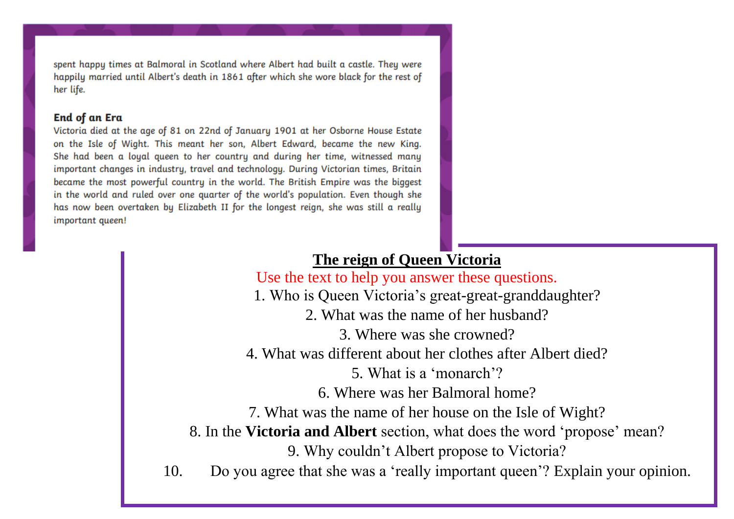spent happy times at Balmoral in Scotland where Albert had built a castle. They were happily married until Albert's death in 1861 after which she wore black for the rest of her life.

### End of an Era

Victoria died at the age of 81 on 22nd of January 1901 at her Osborne House Estate on the Isle of Wight. This meant her son, Albert Edward, became the new King. She had been a loyal queen to her country and during her time, witnessed many important changes in industry, travel and technology. During Victorian times, Britain became the most powerful country in the world. The British Empire was the biggest in the world and ruled over one quarter of the world's population. Even though she has now been overtaken by Elizabeth II for the longest reign, she was still a really important queen!

## The reign of Queen Victoria

Use the text to help you answer these questions.

1. Who is Queen Victoria's great-great-granddaughter?
2. What was the name of her husband?
3. Where was she crowned?
4. What was different about her clothes after Albert died?
5. What is a 'monarch'?
6. Where was her Balmoral home?
7. What was the name of her house on the Isle of Wight?
8. In the **Victoria and Albert** section, what does the word 'propose' mean?
9. Why couldn't Albert propose to Victoria?
10. Do you agree that she was a 'really important queen'? Explain your opinion.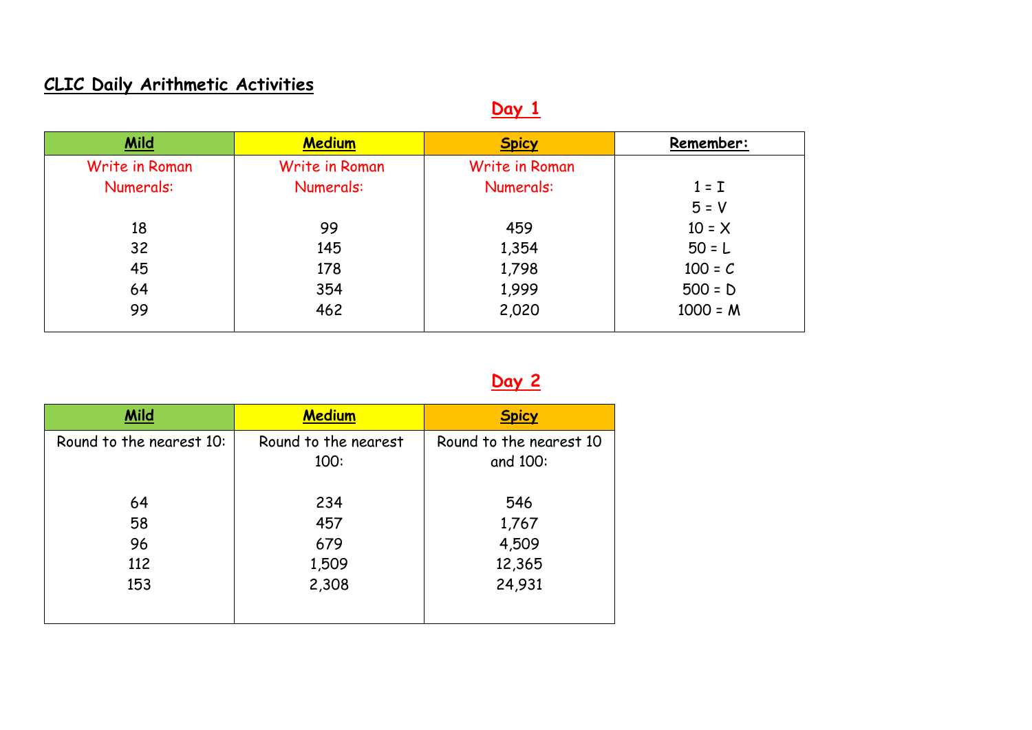## CLIC Daily Arithmetic Activities

### Day 1

| Mild | Medium | Spicy | Remember: |
|---|---|---|---|
| Write in Roman Numerals: | Write in Roman Numerals: | Write in Roman Numerals: | 1 = I |
| | | | 5 = V |
| 18 | 99 | 459 | 10 = X |
| 32 | 145 | 1,354 | 50 = L |
| 45 | 178 | 1,798 | 100 = C |
| 64 | 354 | 1,999 | 500 = D |
| 99 | 462 | 2,020 | 1000 = M |

### Day 2

| Mild | Medium | Spicy |
|---|---|---|
| Round to the nearest 10: | Round to the nearest 100: | Round to the nearest 10 and 100: |
| 64 | 234 | 546 |
| 58 | 457 | 1,767 |
| 96 | 679 | 4,509 |
| 112 | 1,509 | 12,365 |
| 153 | 2,308 | 24,931 |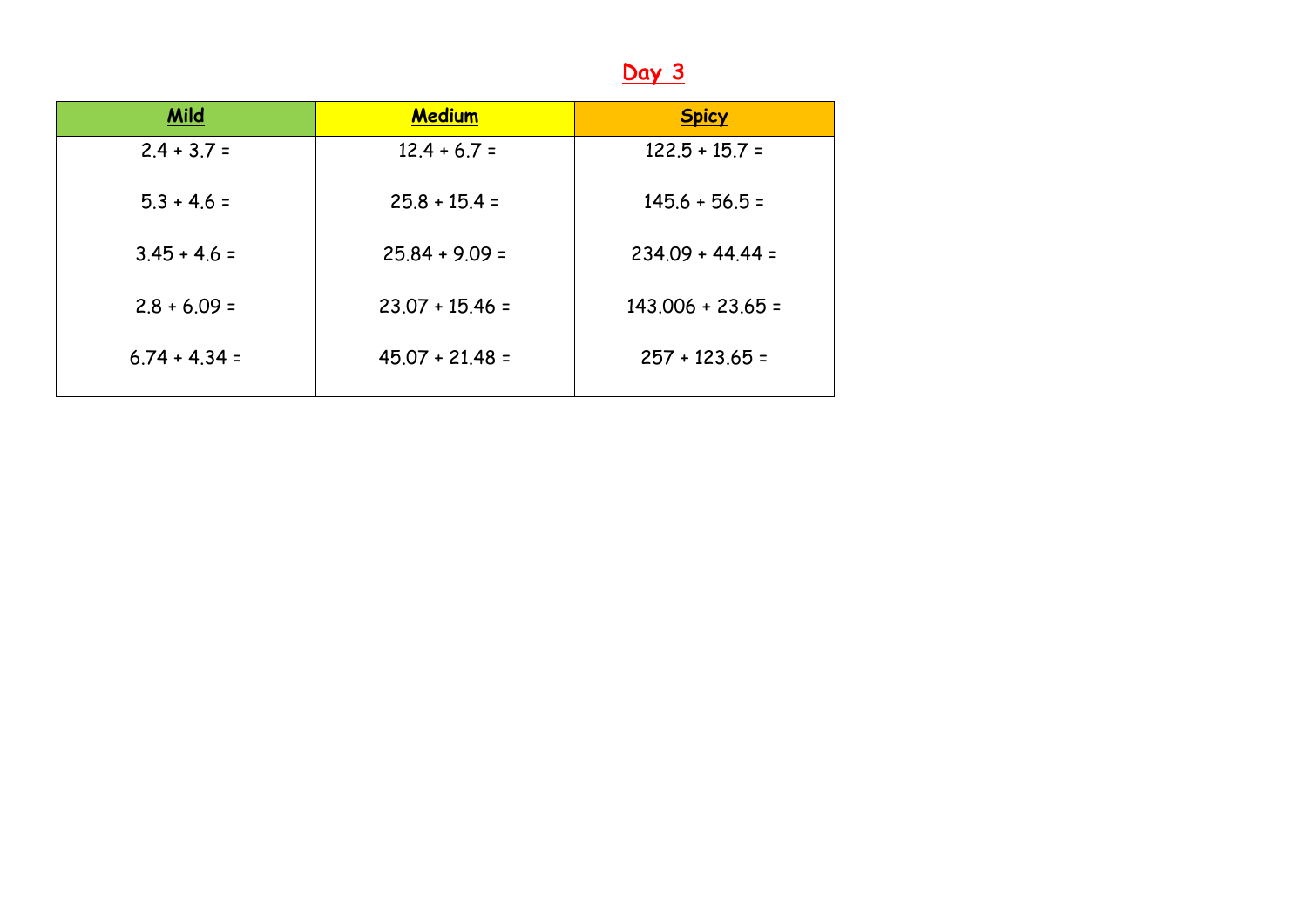# Day 3

| Mild | Medium | Spicy |
|---|---|---|
| $2.4 + 3.7 =$ | $12.4 + 6.7 =$ | $122.5 + 15.7 =$ |
| $5.3 + 4.6 =$ | $25.8 + 15.4 =$ | $145.6 + 56.5 =$ |
| $3.45 + 4.6 =$ | $25.84 + 9.09 =$ | $234.09 + 44.44 =$ |
| $2.8 + 6.09 =$ | $23.07 + 15.46 =$ | $143.006 + 23.65 =$ |
| $6.74 + 4.34 =$ | $45.07 + 21.48 =$ | $257 + 123.65 =$ |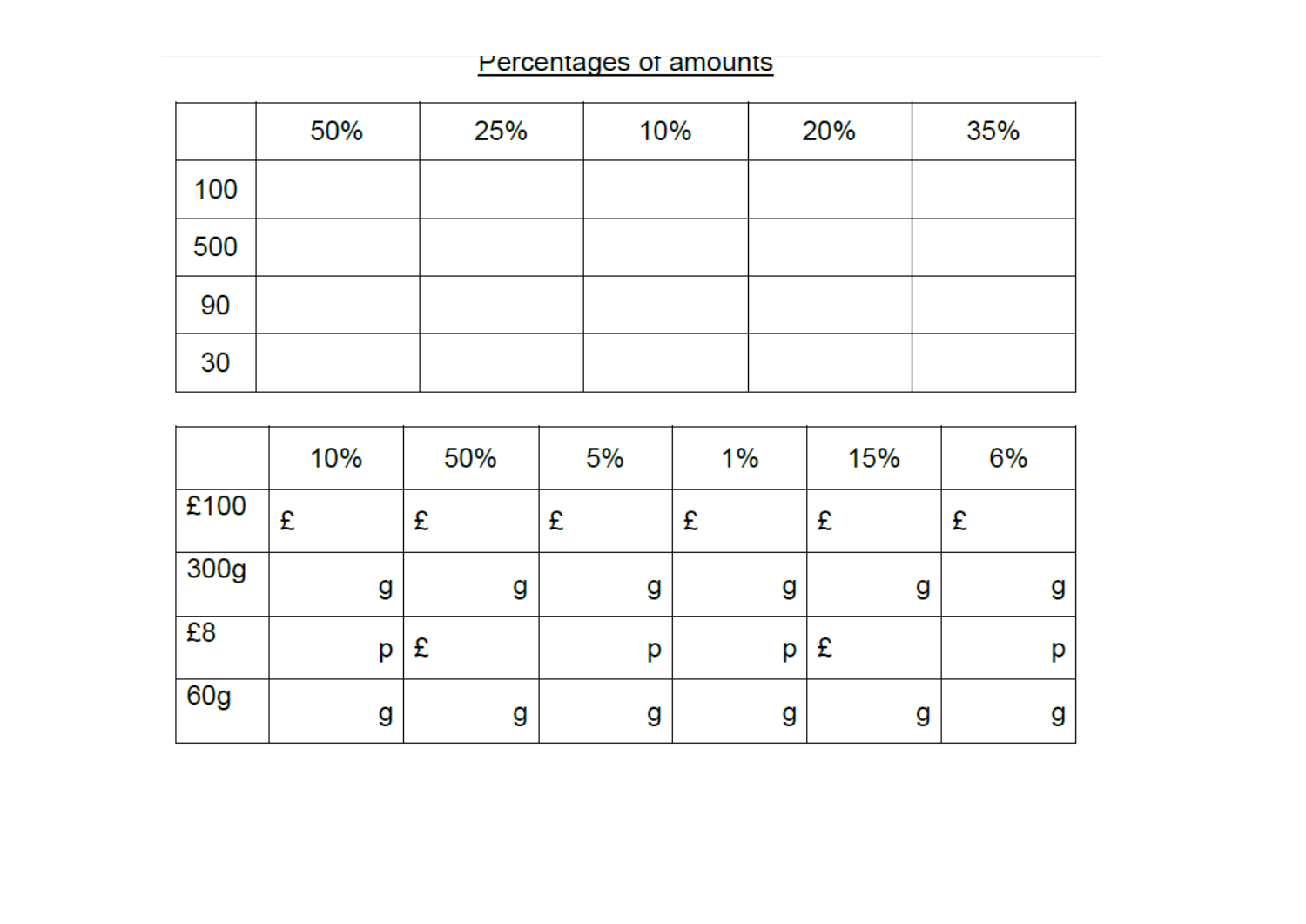# Percentages of amounts

| | 50% | 25% | 10% | 20% | 35% |
|---|---|---|---|---|---|
| 100 | | | | | |
| 500 | | | | | |
| 90 | | | | | |
| 30 | | | | | |

| | 10% | 50% | 5% | 1% | 15% | 6% |
|---|---|---|---|---|---|---|
| £100 | £ | £ | £ | £ | £ | £ |
| 300g | g | g | g | g | g | g |
| £8 | p | £ | p | p | £ | p |
| 60g | g | g | g | g | g | g |